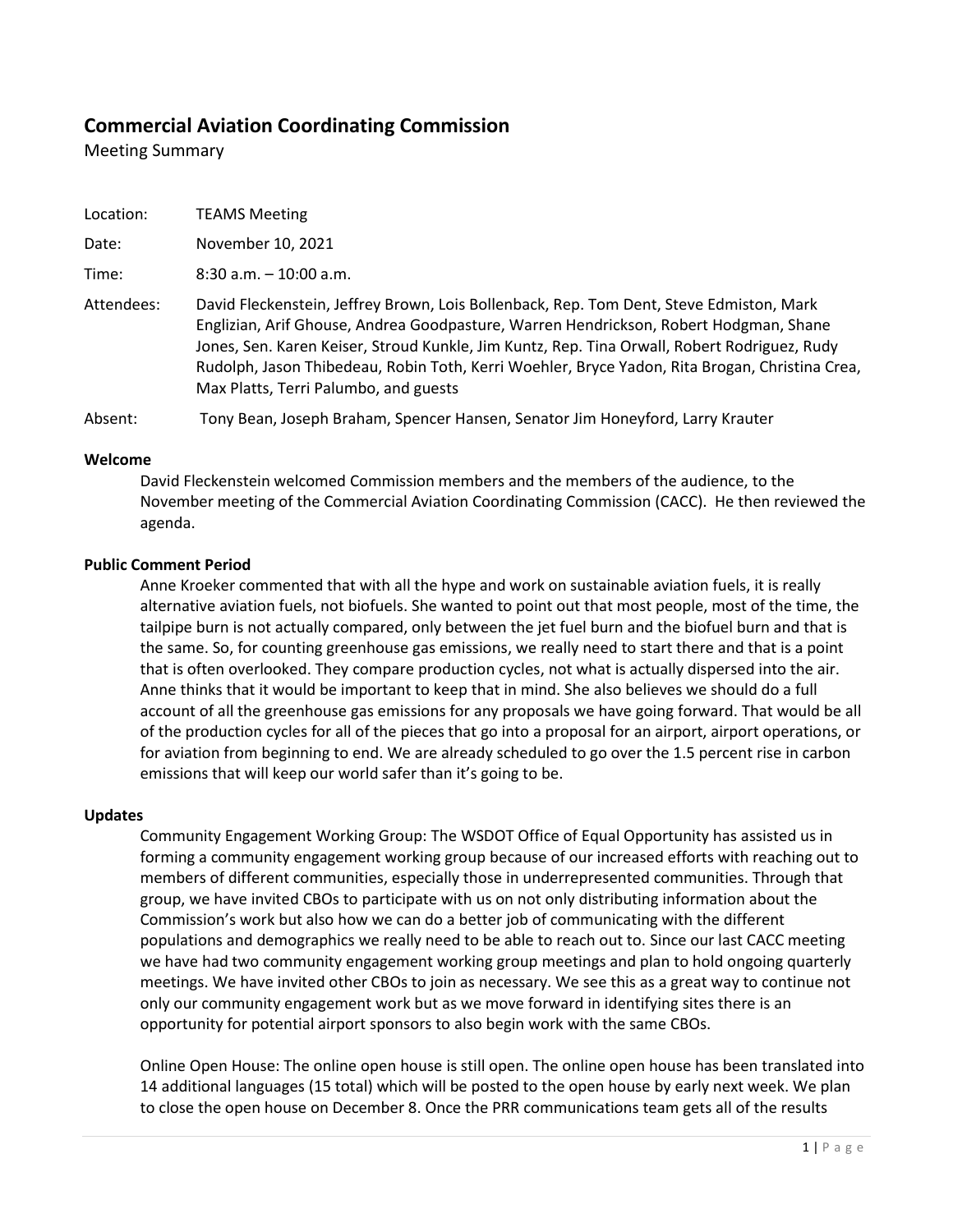# Commercial Aviation Coordinating Commission

Meeting Summary

| | |
|---|---|
| Location: | TEAMS Meeting |
| Date: | November 10, 2021 |
| Time: | 8:30 a.m. – 10:00 a.m. |
| Attendees: | David Fleckenstein, Jeffrey Brown, Lois Bollenback, Rep. Tom Dent, Steve Edmiston, Mark Englizian, Arif Ghouse, Andrea Goodpasture, Warren Hendrickson, Robert Hodgman, Shane Jones, Sen. Karen Keiser, Stroud Kunkle, Jim Kuntz, Rep. Tina Orwall, Robert Rodriguez, Rudy Rudolph, Jason Thibedeau, Robin Toth, Kerri Woehler, Bryce Yadon, Rita Brogan, Christina Crea, Max Platts, Terri Palumbo, and guests |
| Absent: | Tony Bean, Joseph Braham, Spencer Hansen, Senator Jim Honeyford, Larry Krauter |

**Welcome**

David Fleckenstein welcomed Commission members and the members of the audience, to the November meeting of the Commercial Aviation Coordinating Commission (CACC). He then reviewed the agenda.

**Public Comment Period**

Anne Kroeker commented that with all the hype and work on sustainable aviation fuels, it is really alternative aviation fuels, not biofuels. She wanted to point out that most people, most of the time, the tailpipe burn is not actually compared, only between the jet fuel burn and the biofuel burn and that is the same. So, for counting greenhouse gas emissions, we really need to start there and that is a point that is often overlooked. They compare production cycles, not what is actually dispersed into the air. Anne thinks that it would be important to keep that in mind. She also believes we should do a full account of all the greenhouse gas emissions for any proposals we have going forward. That would be all of the production cycles for all of the pieces that go into a proposal for an airport, airport operations, or for aviation from beginning to end. We are already scheduled to go over the 1.5 percent rise in carbon emissions that will keep our world safer than it's going to be.

**Updates**

Community Engagement Working Group: The WSDOT Office of Equal Opportunity has assisted us in forming a community engagement working group because of our increased efforts with reaching out to members of different communities, especially those in underrepresented communities. Through that group, we have invited CBOs to participate with us on not only distributing information about the Commission's work but also how we can do a better job of communicating with the different populations and demographics we really need to be able to reach out to. Since our last CACC meeting we have had two community engagement working group meetings and plan to hold ongoing quarterly meetings. We have invited other CBOs to join as necessary. We see this as a great way to continue not only our community engagement work but as we move forward in identifying sites there is an opportunity for potential airport sponsors to also begin work with the same CBOs.

Online Open House: The online open house is still open. The online open house has been translated into 14 additional languages (15 total) which will be posted to the open house by early next week. We plan to close the open house on December 8. Once the PRR communications team gets all of the results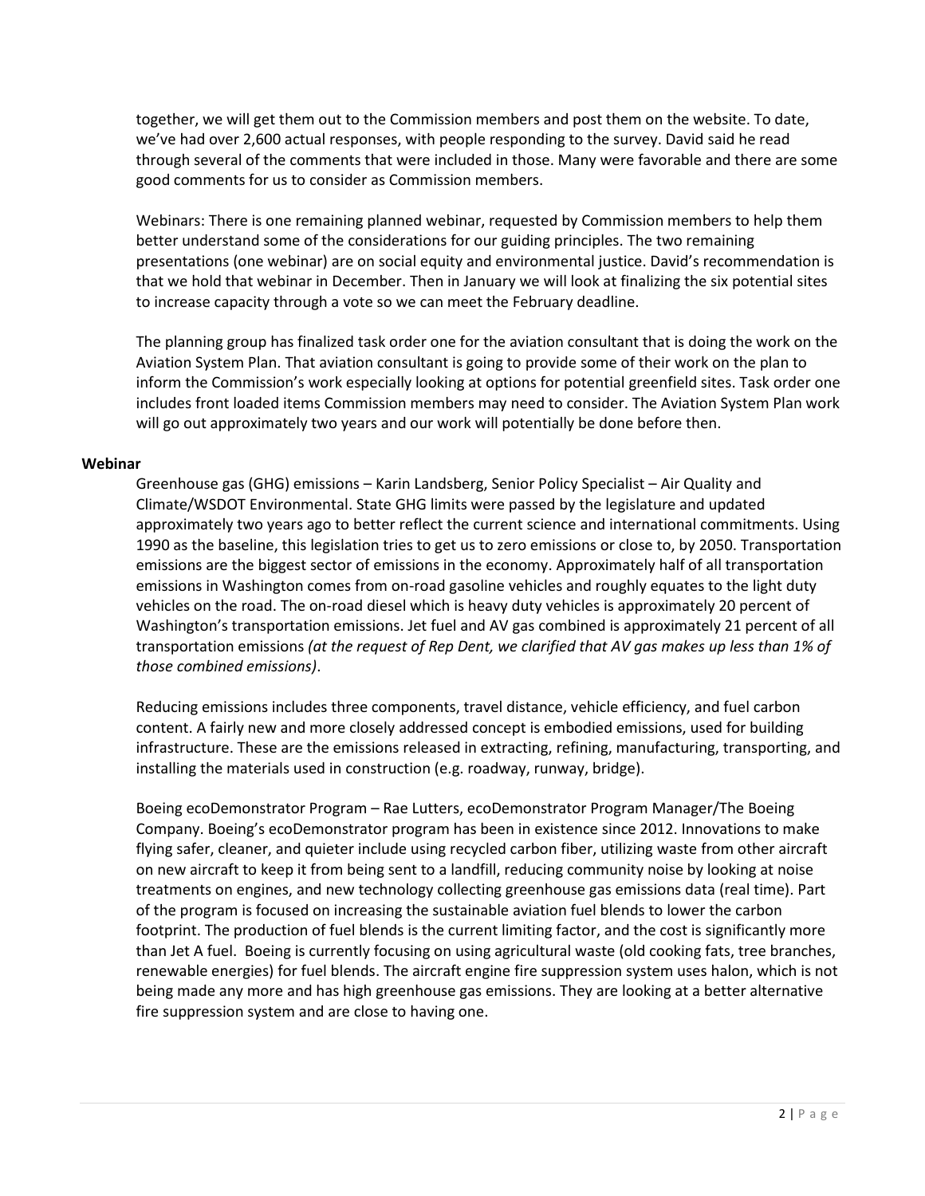together, we will get them out to the Commission members and post them on the website. To date, we've had over 2,600 actual responses, with people responding to the survey. David said he read through several of the comments that were included in those. Many were favorable and there are some good comments for us to consider as Commission members.

Webinars: There is one remaining planned webinar, requested by Commission members to help them better understand some of the considerations for our guiding principles. The two remaining presentations (one webinar) are on social equity and environmental justice. David's recommendation is that we hold that webinar in December. Then in January we will look at finalizing the six potential sites to increase capacity through a vote so we can meet the February deadline.

The planning group has finalized task order one for the aviation consultant that is doing the work on the Aviation System Plan. That aviation consultant is going to provide some of their work on the plan to inform the Commission's work especially looking at options for potential greenfield sites. Task order one includes front loaded items Commission members may need to consider. The Aviation System Plan work will go out approximately two years and our work will potentially be done before then.

**Webinar**

Greenhouse gas (GHG) emissions – Karin Landsberg, Senior Policy Specialist – Air Quality and Climate/WSDOT Environmental. State GHG limits were passed by the legislature and updated approximately two years ago to better reflect the current science and international commitments. Using 1990 as the baseline, this legislation tries to get us to zero emissions or close to, by 2050. Transportation emissions are the biggest sector of emissions in the economy. Approximately half of all transportation emissions in Washington comes from on-road gasoline vehicles and roughly equates to the light duty vehicles on the road. The on-road diesel which is heavy duty vehicles is approximately 20 percent of Washington's transportation emissions. Jet fuel and AV gas combined is approximately 21 percent of all transportation emissions *(at the request of Rep Dent, we clarified that AV gas makes up less than 1% of those combined emissions)*.

Reducing emissions includes three components, travel distance, vehicle efficiency, and fuel carbon content. A fairly new and more closely addressed concept is embodied emissions, used for building infrastructure. These are the emissions released in extracting, refining, manufacturing, transporting, and installing the materials used in construction (e.g. roadway, runway, bridge).

Boeing ecoDemonstrator Program – Rae Lutters, ecoDemonstrator Program Manager/The Boeing Company. Boeing's ecoDemonstrator program has been in existence since 2012. Innovations to make flying safer, cleaner, and quieter include using recycled carbon fiber, utilizing waste from other aircraft on new aircraft to keep it from being sent to a landfill, reducing community noise by looking at noise treatments on engines, and new technology collecting greenhouse gas emissions data (real time). Part of the program is focused on increasing the sustainable aviation fuel blends to lower the carbon footprint. The production of fuel blends is the current limiting factor, and the cost is significantly more than Jet A fuel. Boeing is currently focusing on using agricultural waste (old cooking fats, tree branches, renewable energies) for fuel blends. The aircraft engine fire suppression system uses halon, which is not being made any more and has high greenhouse gas emissions. They are looking at a better alternative fire suppression system and are close to having one.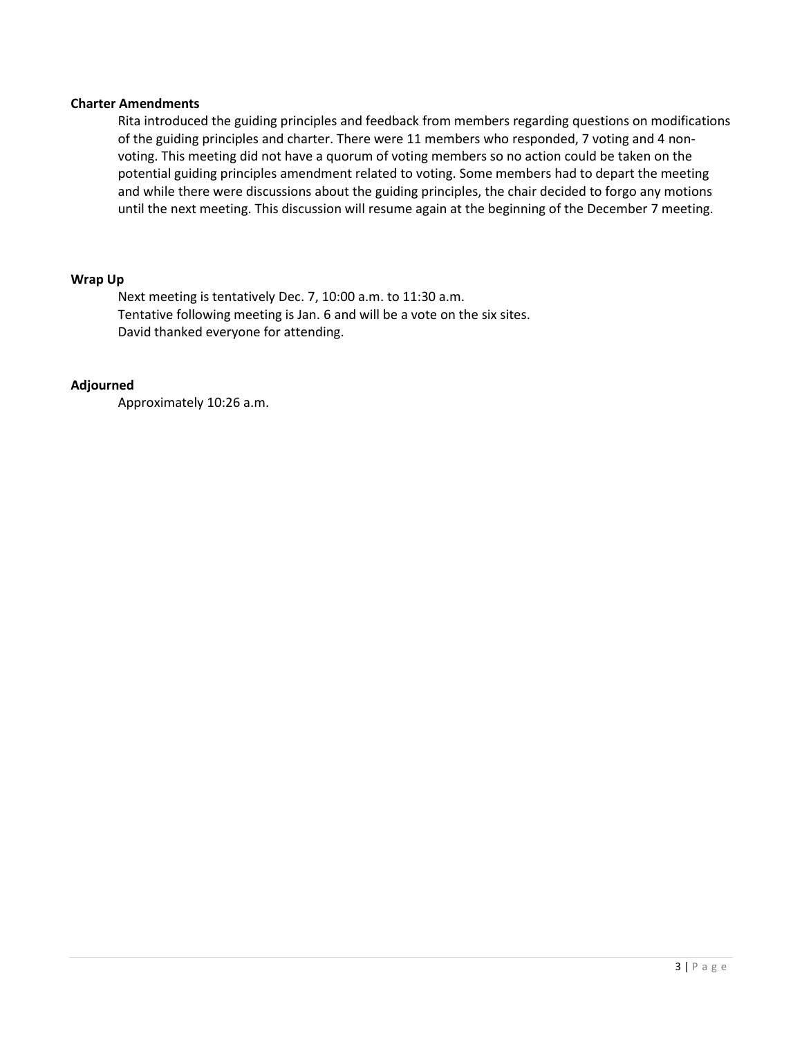**Charter Amendments**

Rita introduced the guiding principles and feedback from members regarding questions on modifications of the guiding principles and charter. There were 11 members who responded, 7 voting and 4 non-voting. This meeting did not have a quorum of voting members so no action could be taken on the potential guiding principles amendment related to voting. Some members had to depart the meeting and while there were discussions about the guiding principles, the chair decided to forgo any motions until the next meeting. This discussion will resume again at the beginning of the December 7 meeting.

**Wrap Up**

Next meeting is tentatively Dec. 7, 10:00 a.m. to 11:30 a.m.
Tentative following meeting is Jan. 6 and will be a vote on the six sites.
David thanked everyone for attending.

**Adjourned**

Approximately 10:26 a.m.